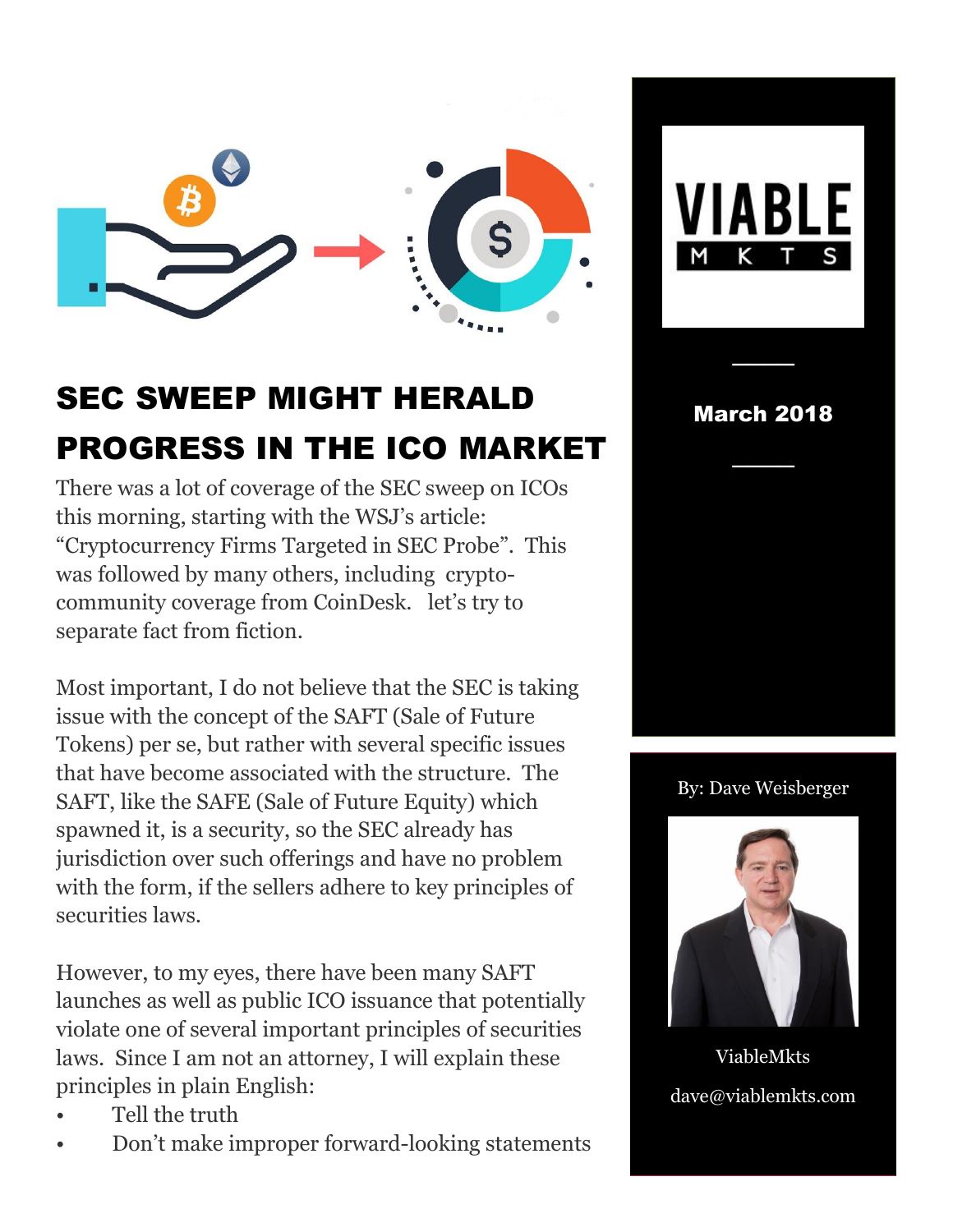# SEC SWEEP MIGHT HERALD PROGRESS IN THE ICO MARKET

There was a lot of coverage of the SEC sweep on ICOs this morning, starting with the WSJ's article: "Cryptocurrency Firms Targeted in SEC Probe". This was followed by many others, including crypto-community coverage from CoinDesk. let's try to separate fact from fiction.

Most important, I do not believe that the SEC is taking issue with the concept of the SAFT (Sale of Future Tokens) per se, but rather with several specific issues that have become associated with the structure. The SAFT, like the SAFE (Sale of Future Equity) which spawned it, is a security, so the SEC already has jurisdiction over such offerings and have no problem with the form, if the sellers adhere to key principles of securities laws.

However, to my eyes, there have been many SAFT launches as well as public ICO issuance that potentially violate one of several important principles of securities laws. Since I am not an attorney, I will explain these principles in plain English:

- Tell the truth
- Don't make improper forward-looking statements

VIABLE MKTS

March 2018

By: Dave Weisberger

ViableMkts

dave@viablemkts.com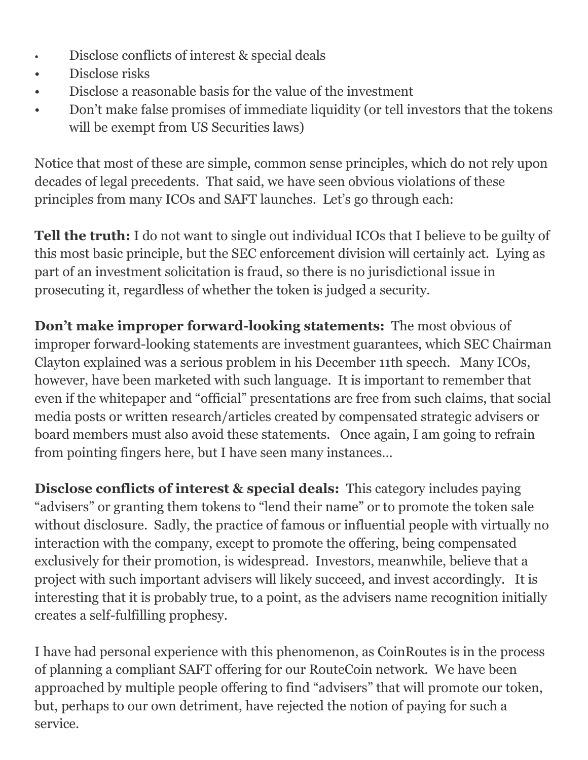- Disclose conflicts of interest & special deals
- Disclose risks
- Disclose a reasonable basis for the value of the investment
- Don't make false promises of immediate liquidity (or tell investors that the tokens will be exempt from US Securities laws)

Notice that most of these are simple, common sense principles, which do not rely upon decades of legal precedents. That said, we have seen obvious violations of these principles from many ICOs and SAFT launches. Let's go through each:

**Tell the truth:** I do not want to single out individual ICOs that I believe to be guilty of this most basic principle, but the SEC enforcement division will certainly act. Lying as part of an investment solicitation is fraud, so there is no jurisdictional issue in prosecuting it, regardless of whether the token is judged a security.

**Don't make improper forward-looking statements:** The most obvious of improper forward-looking statements are investment guarantees, which SEC Chairman Clayton explained was a serious problem in his December 11th speech. Many ICOs, however, have been marketed with such language. It is important to remember that even if the whitepaper and "official" presentations are free from such claims, that social media posts or written research/articles created by compensated strategic advisers or board members must also avoid these statements. Once again, I am going to refrain from pointing fingers here, but I have seen many instances…

**Disclose conflicts of interest & special deals:** This category includes paying "advisers" or granting them tokens to "lend their name" or to promote the token sale without disclosure. Sadly, the practice of famous or influential people with virtually no interaction with the company, except to promote the offering, being compensated exclusively for their promotion, is widespread. Investors, meanwhile, believe that a project with such important advisers will likely succeed, and invest accordingly. It is interesting that it is probably true, to a point, as the advisers name recognition initially creates a self-fulfilling prophesy.

I have had personal experience with this phenomenon, as CoinRoutes is in the process of planning a compliant SAFT offering for our RouteCoin network. We have been approached by multiple people offering to find "advisers" that will promote our token, but, perhaps to our own detriment, have rejected the notion of paying for such a service.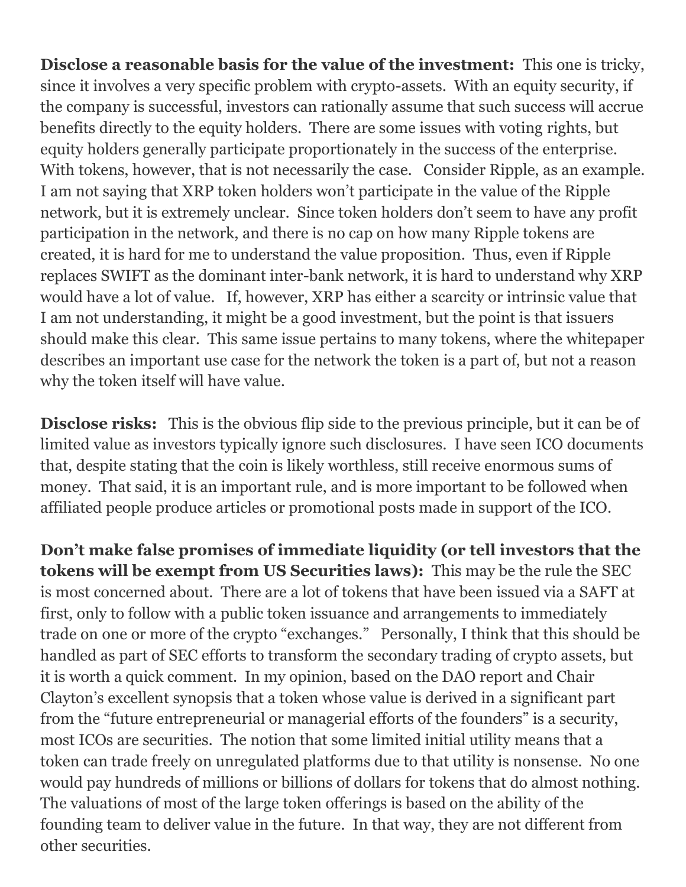**Disclose a reasonable basis for the value of the investment:** This one is tricky, since it involves a very specific problem with crypto-assets. With an equity security, if the company is successful, investors can rationally assume that such success will accrue benefits directly to the equity holders. There are some issues with voting rights, but equity holders generally participate proportionately in the success of the enterprise. With tokens, however, that is not necessarily the case. Consider Ripple, as an example. I am not saying that XRP token holders won't participate in the value of the Ripple network, but it is extremely unclear. Since token holders don't seem to have any profit participation in the network, and there is no cap on how many Ripple tokens are created, it is hard for me to understand the value proposition. Thus, even if Ripple replaces SWIFT as the dominant inter-bank network, it is hard to understand why XRP would have a lot of value. If, however, XRP has either a scarcity or intrinsic value that I am not understanding, it might be a good investment, but the point is that issuers should make this clear. This same issue pertains to many tokens, where the whitepaper describes an important use case for the network the token is a part of, but not a reason why the token itself will have value.

**Disclose risks:** This is the obvious flip side to the previous principle, but it can be of limited value as investors typically ignore such disclosures. I have seen ICO documents that, despite stating that the coin is likely worthless, still receive enormous sums of money. That said, it is an important rule, and is more important to be followed when affiliated people produce articles or promotional posts made in support of the ICO.

**Don't make false promises of immediate liquidity (or tell investors that the tokens will be exempt from US Securities laws):** This may be the rule the SEC is most concerned about. There are a lot of tokens that have been issued via a SAFT at first, only to follow with a public token issuance and arrangements to immediately trade on one or more of the crypto "exchanges." Personally, I think that this should be handled as part of SEC efforts to transform the secondary trading of crypto assets, but it is worth a quick comment. In my opinion, based on the DAO report and Chair Clayton's excellent synopsis that a token whose value is derived in a significant part from the "future entrepreneurial or managerial efforts of the founders" is a security, most ICOs are securities. The notion that some limited initial utility means that a token can trade freely on unregulated platforms due to that utility is nonsense. No one would pay hundreds of millions or billions of dollars for tokens that do almost nothing. The valuations of most of the large token offerings is based on the ability of the founding team to deliver value in the future. In that way, they are not different from other securities.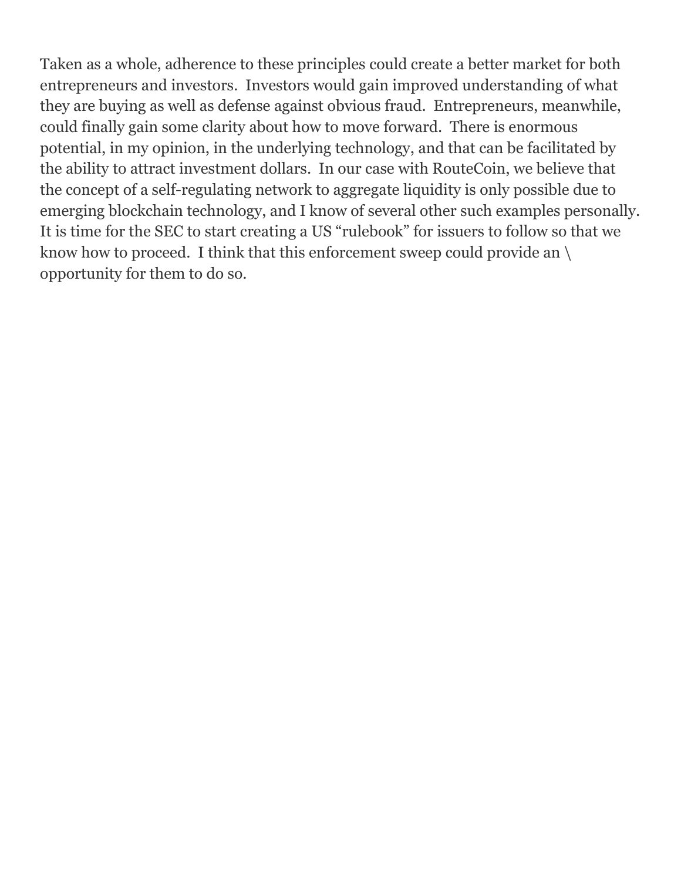Taken as a whole, adherence to these principles could create a better market for both entrepreneurs and investors. Investors would gain improved understanding of what they are buying as well as defense against obvious fraud. Entrepreneurs, meanwhile, could finally gain some clarity about how to move forward. There is enormous potential, in my opinion, in the underlying technology, and that can be facilitated by the ability to attract investment dollars. In our case with RouteCoin, we believe that the concept of a self-regulating network to aggregate liquidity is only possible due to emerging blockchain technology, and I know of several other such examples personally. It is time for the SEC to start creating a US "rulebook" for issuers to follow so that we know how to proceed. I think that this enforcement sweep could provide an \ opportunity for them to do so.